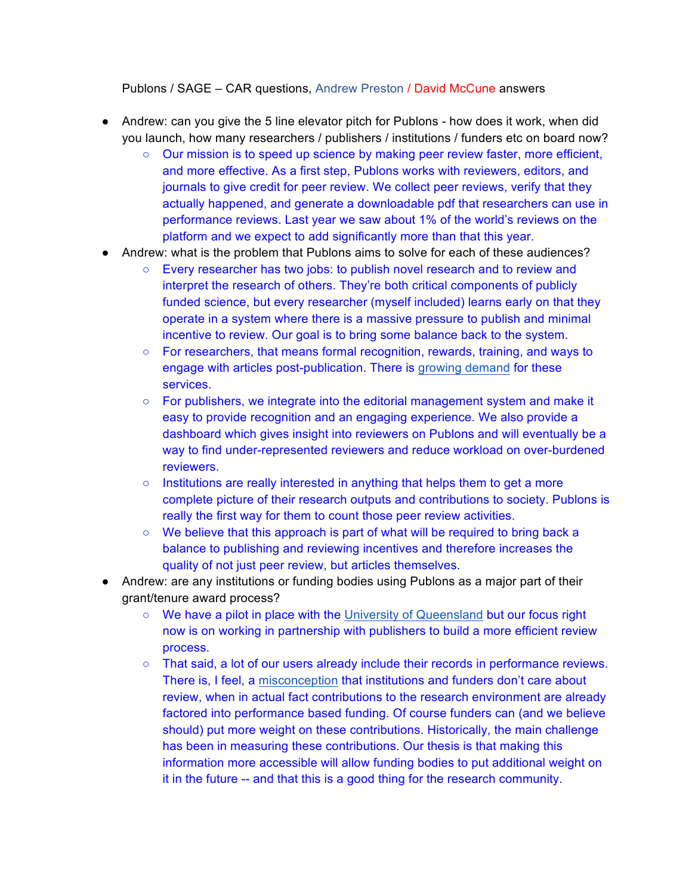Publons / SAGE – CAR questions, Andrew Preston / David McCune answers

- Andrew: can you give the 5 line elevator pitch for Publons - how does it work, when did you launch, how many researchers / publishers / institutions / funders etc on board now?
    - Our mission is to speed up science by making peer review faster, more efficient, and more effective. As a first step, Publons works with reviewers, editors, and journals to give credit for peer review. We collect peer reviews, verify that they actually happened, and generate a downloadable pdf that researchers can use in performance reviews. Last year we saw about 1% of the world's reviews on the platform and we expect to add significantly more than that this year.
- Andrew: what is the problem that Publons aims to solve for each of these audiences?
    - Every researcher has two jobs: to publish novel research and to review and interpret the research of others. They're both critical components of publicly funded science, but every researcher (myself included) learns early on that they operate in a system where there is a massive pressure to publish and minimal incentive to review. Our goal is to bring some balance back to the system.
    - For researchers, that means formal recognition, rewards, training, and ways to engage with articles post-publication. There is growing demand for these services.
    - For publishers, we integrate into the editorial management system and make it easy to provide recognition and an engaging experience. We also provide a dashboard which gives insight into reviewers on Publons and will eventually be a way to find under-represented reviewers and reduce workload on over-burdened reviewers.
    - Institutions are really interested in anything that helps them to get a more complete picture of their research outputs and contributions to society. Publons is really the first way for them to count those peer review activities.
    - We believe that this approach is part of what will be required to bring back a balance to publishing and reviewing incentives and therefore increases the quality of not just peer review, but articles themselves.
- Andrew: are any institutions or funding bodies using Publons as a major part of their grant/tenure award process?
    - We have a pilot in place with the University of Queensland but our focus right now is on working in partnership with publishers to build a more efficient review process.
    - That said, a lot of our users already include their records in performance reviews. There is, I feel, a misconception that institutions and funders don't care about review, when in actual fact contributions to the research environment are already factored into performance based funding. Of course funders can (and we believe should) put more weight on these contributions. Historically, the main challenge has been in measuring these contributions. Our thesis is that making this information more accessible will allow funding bodies to put additional weight on it in the future -- and that this is a good thing for the research community.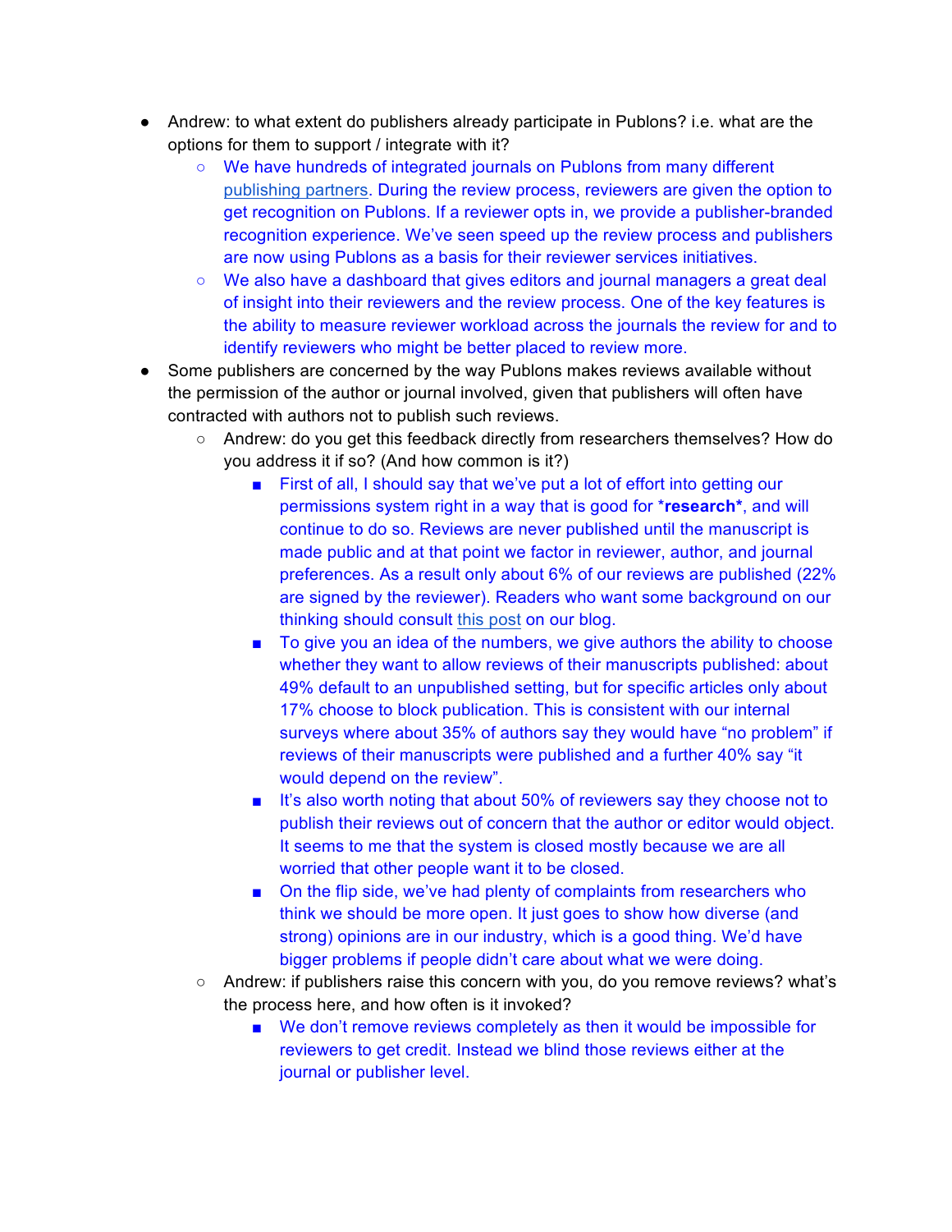- Andrew: to what extent do publishers already participate in Publons? i.e. what are the options for them to support / integrate with it?
    - We have hundreds of integrated journals on Publons from many different publishing partners. During the review process, reviewers are given the option to get recognition on Publons. If a reviewer opts in, we provide a publisher-branded recognition experience. We've seen speed up the review process and publishers are now using Publons as a basis for their reviewer services initiatives.
    - We also have a dashboard that gives editors and journal managers a great deal of insight into their reviewers and the review process. One of the key features is the ability to measure reviewer workload across the journals the review for and to identify reviewers who might be better placed to review more.
- Some publishers are concerned by the way Publons makes reviews available without the permission of the author or journal involved, given that publishers will often have contracted with authors not to publish such reviews.
    - Andrew: do you get this feedback directly from researchers themselves? How do you address it if so? (And how common is it?)
        - First of all, I should say that we've put a lot of effort into getting our permissions system right in a way that is good for ***research***, and will continue to do so. Reviews are never published until the manuscript is made public and at that point we factor in reviewer, author, and journal preferences. As a result only about 6% of our reviews are published (22% are signed by the reviewer). Readers who want some background on our thinking should consult this post on our blog.
        - To give you an idea of the numbers, we give authors the ability to choose whether they want to allow reviews of their manuscripts published: about 49% default to an unpublished setting, but for specific articles only about 17% choose to block publication. This is consistent with our internal surveys where about 35% of authors say they would have "no problem" if reviews of their manuscripts were published and a further 40% say "it would depend on the review".
        - It's also worth noting that about 50% of reviewers say they choose not to publish their reviews out of concern that the author or editor would object. It seems to me that the system is closed mostly because we are all worried that other people want it to be closed.
        - On the flip side, we've had plenty of complaints from researchers who think we should be more open. It just goes to show how diverse (and strong) opinions are in our industry, which is a good thing. We'd have bigger problems if people didn't care about what we were doing.
    - Andrew: if publishers raise this concern with you, do you remove reviews? what's the process here, and how often is it invoked?
        - We don't remove reviews completely as then it would be impossible for reviewers to get credit. Instead we blind those reviews either at the journal or publisher level.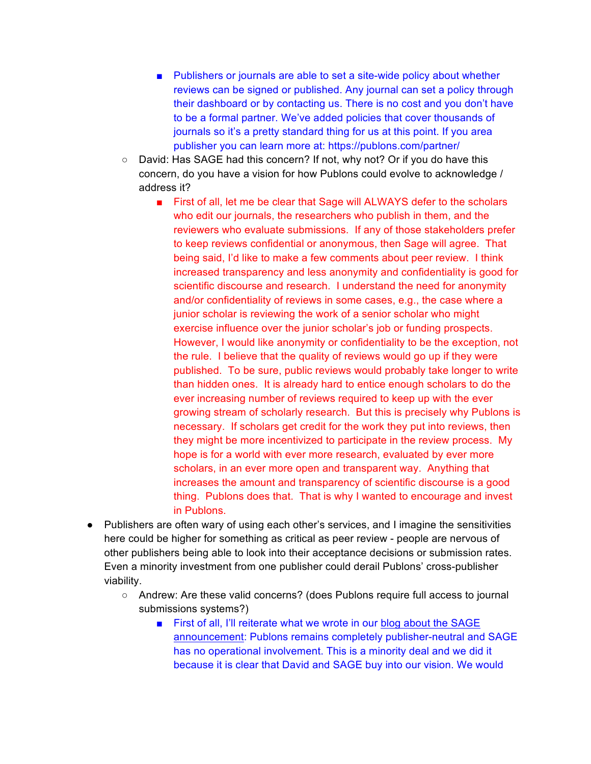- Publishers or journals are able to set a site-wide policy about whether reviews can be signed or published. Any journal can set a policy through their dashboard or by contacting us. There is no cost and you don't have to be a formal partner. We've added policies that cover thousands of journals so it's a pretty standard thing for us at this point. If you area publisher you can learn more at: https://publons.com/partner/
    - David: Has SAGE had this concern? If not, why not? Or if you do have this concern, do you have a vision for how Publons could evolve to acknowledge / address it?
        - First of all, let me be clear that Sage will ALWAYS defer to the scholars who edit our journals, the researchers who publish in them, and the reviewers who evaluate submissions. If any of those stakeholders prefer to keep reviews confidential or anonymous, then Sage will agree. That being said, I'd like to make a few comments about peer review. I think increased transparency and less anonymity and confidentiality is good for scientific discourse and research. I understand the need for anonymity and/or confidentiality of reviews in some cases, e.g., the case where a junior scholar is reviewing the work of a senior scholar who might exercise influence over the junior scholar's job or funding prospects. However, I would like anonymity or confidentiality to be the exception, not the rule. I believe that the quality of reviews would go up if they were published. To be sure, public reviews would probably take longer to write than hidden ones. It is already hard to entice enough scholars to do the ever increasing number of reviews required to keep up with the ever growing stream of scholarly research. But this is precisely why Publons is necessary. If scholars get credit for the work they put into reviews, then they might be more incentivized to participate in the review process. My hope is for a world with ever more research, evaluated by ever more scholars, in an ever more open and transparent way. Anything that increases the amount and transparency of scientific discourse is a good thing. Publons does that. That is why I wanted to encourage and invest in Publons.

- Publishers are often wary of using each other's services, and I imagine the sensitivities here could be higher for something as critical as peer review - people are nervous of other publishers being able to look into their acceptance decisions or submission rates. Even a minority investment from one publisher could derail Publons' cross-publisher viability.
    - Andrew: Are these valid concerns? (does Publons require full access to journal submissions systems?)
        - First of all, I'll reiterate what we wrote in our blog about the SAGE announcement: Publons remains completely publisher-neutral and SAGE has no operational involvement. This is a minority deal and we did it because it is clear that David and SAGE buy into our vision. We would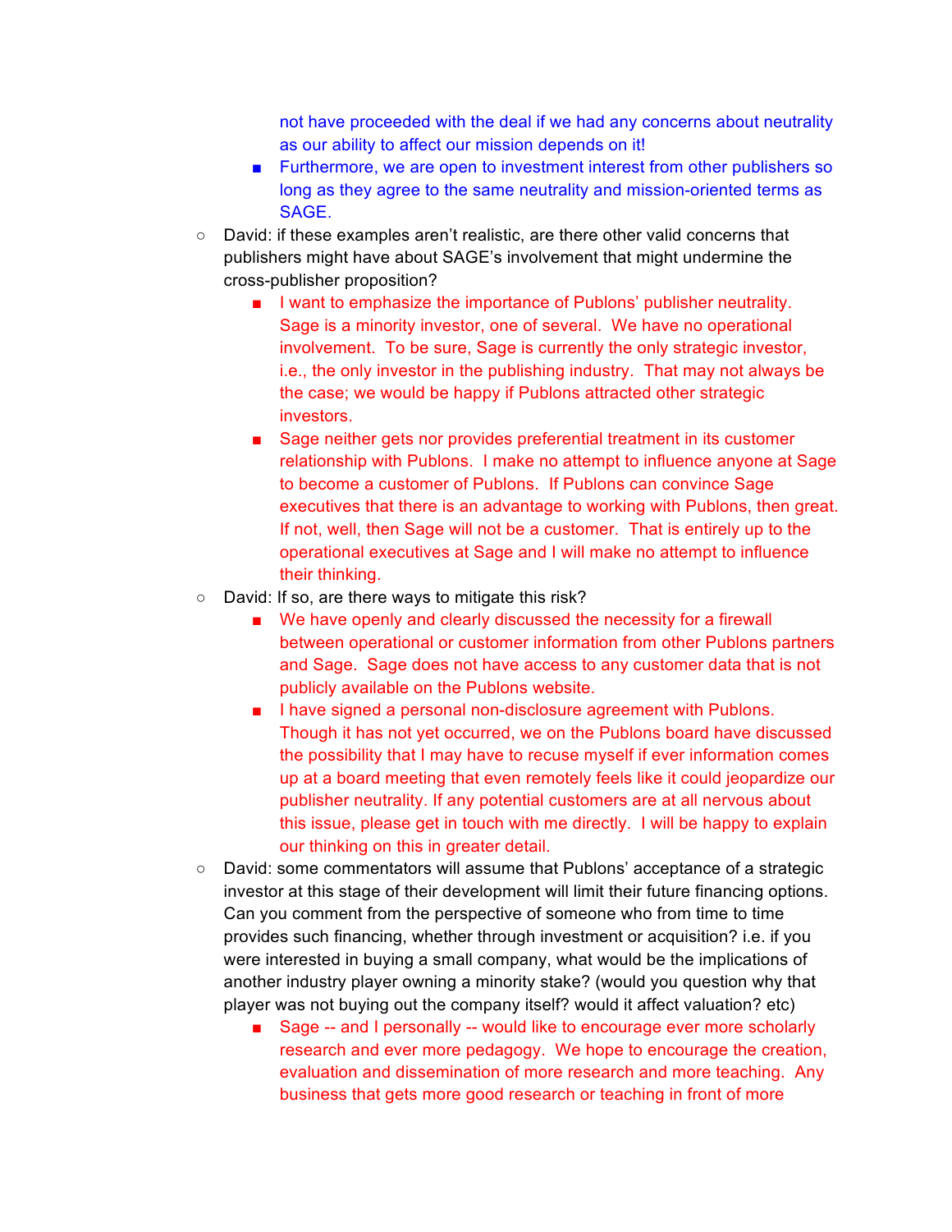- not have proceeded with the deal if we had any concerns about neutrality as our ability to affect our mission depends on it!
    - Furthermore, we are open to investment interest from other publishers so long as they agree to the same neutrality and mission-oriented terms as SAGE.
- David: if these examples aren't realistic, are there other valid concerns that publishers might have about SAGE's involvement that might undermine the cross-publisher proposition?
    - I want to emphasize the importance of Publons' publisher neutrality. Sage is a minority investor, one of several. We have no operational involvement. To be sure, Sage is currently the only strategic investor, i.e., the only investor in the publishing industry. That may not always be the case; we would be happy if Publons attracted other strategic investors.
    - Sage neither gets nor provides preferential treatment in its customer relationship with Publons. I make no attempt to influence anyone at Sage to become a customer of Publons. If Publons can convince Sage executives that there is an advantage to working with Publons, then great. If not, well, then Sage will not be a customer. That is entirely up to the operational executives at Sage and I will make no attempt to influence their thinking.
- David: If so, are there ways to mitigate this risk?
    - We have openly and clearly discussed the necessity for a firewall between operational or customer information from other Publons partners and Sage. Sage does not have access to any customer data that is not publicly available on the Publons website.
    - I have signed a personal non-disclosure agreement with Publons. Though it has not yet occurred, we on the Publons board have discussed the possibility that I may have to recuse myself if ever information comes up at a board meeting that even remotely feels like it could jeopardize our publisher neutrality. If any potential customers are at all nervous about this issue, please get in touch with me directly. I will be happy to explain our thinking on this in greater detail.
- David: some commentators will assume that Publons' acceptance of a strategic investor at this stage of their development will limit their future financing options. Can you comment from the perspective of someone who from time to time provides such financing, whether through investment or acquisition? i.e. if you were interested in buying a small company, what would be the implications of another industry player owning a minority stake? (would you question why that player was not buying out the company itself? would it affect valuation? etc)
    - Sage -- and I personally -- would like to encourage ever more scholarly research and ever more pedagogy. We hope to encourage the creation, evaluation and dissemination of more research and more teaching. Any business that gets more good research or teaching in front of more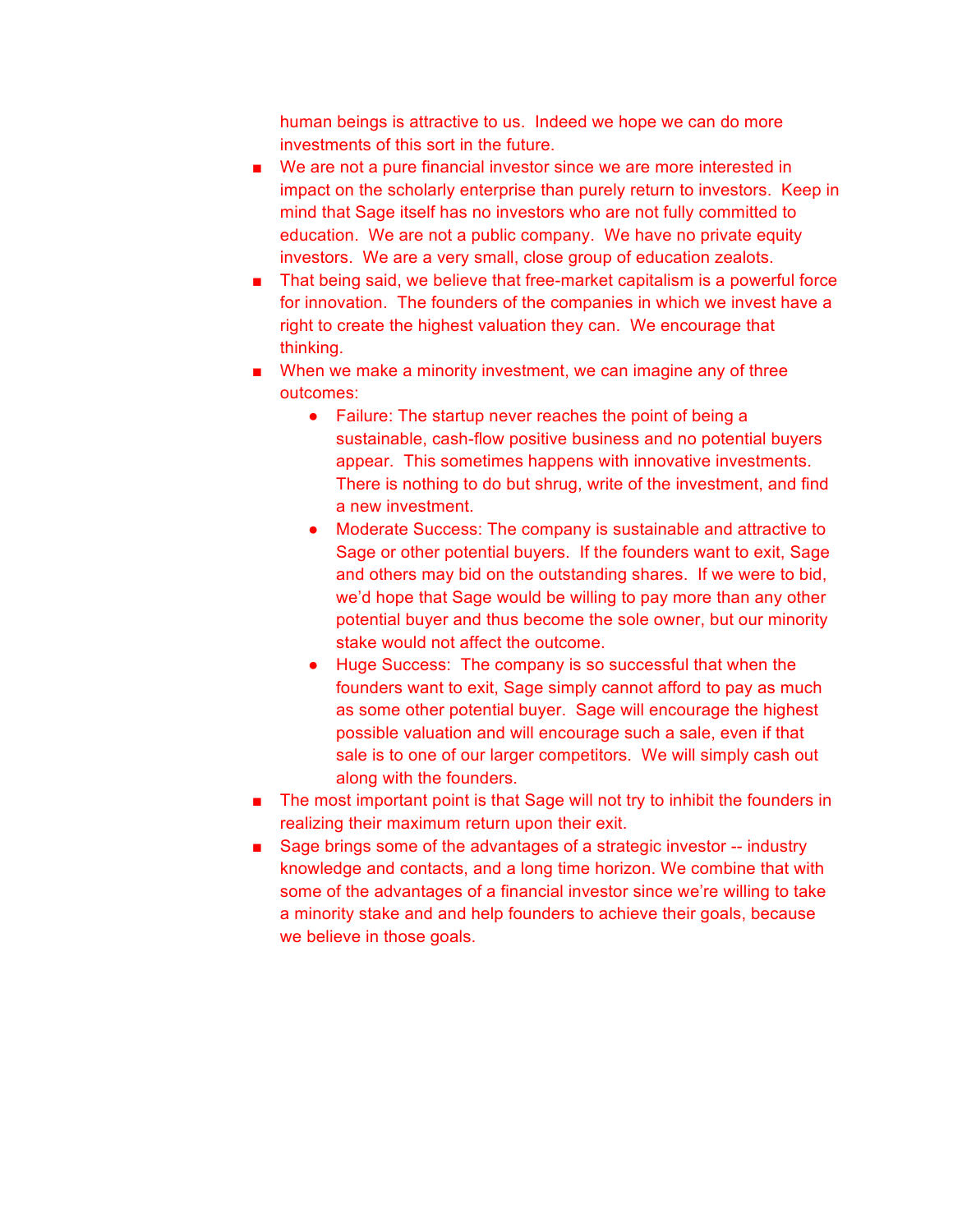human beings is attractive to us. Indeed we hope we can do more investments of this sort in the future.

- We are not a pure financial investor since we are more interested in impact on the scholarly enterprise than purely return to investors. Keep in mind that Sage itself has no investors who are not fully committed to education. We are not a public company. We have no private equity investors. We are a very small, close group of education zealots.
- That being said, we believe that free-market capitalism is a powerful force for innovation. The founders of the companies in which we invest have a right to create the highest valuation they can. We encourage that thinking.
- When we make a minority investment, we can imagine any of three outcomes:
  - Failure: The startup never reaches the point of being a sustainable, cash-flow positive business and no potential buyers appear. This sometimes happens with innovative investments. There is nothing to do but shrug, write of the investment, and find a new investment.
  - Moderate Success: The company is sustainable and attractive to Sage or other potential buyers. If the founders want to exit, Sage and others may bid on the outstanding shares. If we were to bid, we'd hope that Sage would be willing to pay more than any other potential buyer and thus become the sole owner, but our minority stake would not affect the outcome.
  - Huge Success: The company is so successful that when the founders want to exit, Sage simply cannot afford to pay as much as some other potential buyer. Sage will encourage the highest possible valuation and will encourage such a sale, even if that sale is to one of our larger competitors. We will simply cash out along with the founders.
- The most important point is that Sage will not try to inhibit the founders in realizing their maximum return upon their exit.
- Sage brings some of the advantages of a strategic investor -- industry knowledge and contacts, and a long time horizon. We combine that with some of the advantages of a financial investor since we're willing to take a minority stake and and help founders to achieve their goals, because we believe in those goals.